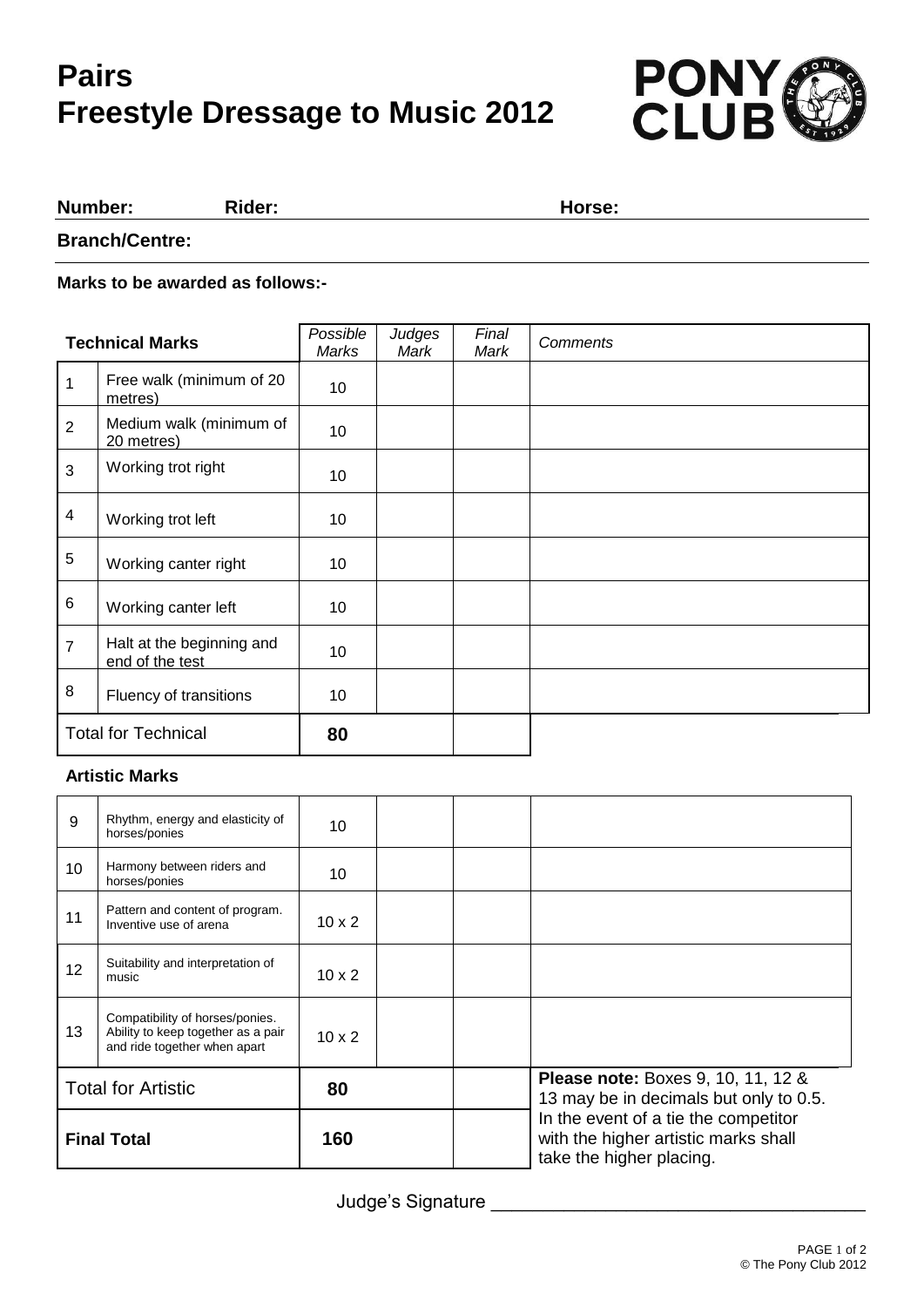# Pairs
# Freestyle Dressage to Music 2012

**Number:** **Rider:** **Horse:**

**Branch/Centre:**

**Marks to be awarded as follows:-**

| **Technical Marks** | | *Possible Marks* | *Judges Mark* | *Final Mark* | *Comments* |
|---|---|---|---|---|---|
| 1 | Free walk (minimum of 20 metres) | 10 | | | |
| 2 | Medium walk (minimum of 20 metres) | 10 | | | |
| 3 | Working trot right | 10 | | | |
| 4 | Working trot left | 10 | | | |
| 5 | Working canter right | 10 | | | |
| 6 | Working canter left | 10 | | | |
| 7 | Halt at the beginning and end of the test | 10 | | | |
| 8 | Fluency of transitions | 10 | | | |
| Total for Technical | | **80** | | | |

**Artistic Marks**

| | | | | | |
|---|---|---|---|---|---|
| 9 | Rhythm, energy and elasticity of horses/ponies | 10 | | | |
| 10 | Harmony between riders and horses/ponies | 10 | | | |
| 11 | Pattern and content of program. Inventive use of arena | 10 x 2 | | | |
| 12 | Suitability and interpretation of music | 10 x 2 | | | |
| 13 | Compatibility of horses/ponies. Ability to keep together as a pair and ride together when apart | 10 x 2 | | | |
| Total for Artistic | | **80** | | | **Please note:** Boxes 9, 10, 11, 12 & 13 may be in decimals but only to 0.5. |
| **Final Total** | | **160** | | | In the event of a tie the competitor with the higher artistic marks shall take the higher placing. |

Judge's Signature ___________________________________

© The Pony Club 2012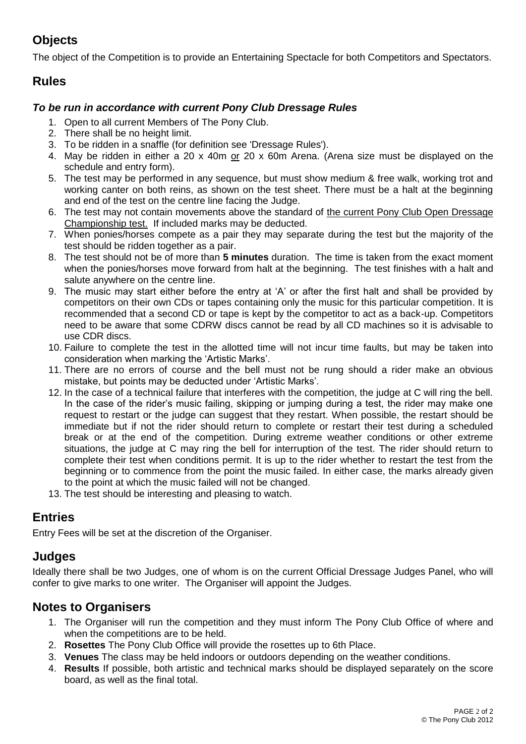## Objects

The object of the Competition is to provide an Entertaining Spectacle for both Competitors and Spectators.

## Rules

### *To be run in accordance with current Pony Club Dressage Rules*

1. Open to all current Members of The Pony Club.
2. There shall be no height limit.
3. To be ridden in a snaffle (for definition see 'Dressage Rules').
4. May be ridden in either a 20 x 40m or 20 x 60m Arena. (Arena size must be displayed on the schedule and entry form).
5. The test may be performed in any sequence, but must show medium & free walk, working trot and working canter on both reins, as shown on the test sheet. There must be a halt at the beginning and end of the test on the centre line facing the Judge.
6. The test may not contain movements above the standard of the current Pony Club Open Dressage Championship test. If included marks may be deducted.
7. When ponies/horses compete as a pair they may separate during the test but the majority of the test should be ridden together as a pair.
8. The test should not be of more than **5 minutes** duration. The time is taken from the exact moment when the ponies/horses move forward from halt at the beginning. The test finishes with a halt and salute anywhere on the centre line.
9. The music may start either before the entry at 'A' or after the first halt and shall be provided by competitors on their own CDs or tapes containing only the music for this particular competition. It is recommended that a second CD or tape is kept by the competitor to act as a back-up. Competitors need to be aware that some CDRW discs cannot be read by all CD machines so it is advisable to use CDR discs.
10. Failure to complete the test in the allotted time will not incur time faults, but may be taken into consideration when marking the 'Artistic Marks'.
11. There are no errors of course and the bell must not be rung should a rider make an obvious mistake, but points may be deducted under 'Artistic Marks'.
12. In the case of a technical failure that interferes with the competition, the judge at C will ring the bell. In the case of the rider's music failing, skipping or jumping during a test, the rider may make one request to restart or the judge can suggest that they restart. When possible, the restart should be immediate but if not the rider should return to complete or restart their test during a scheduled break or at the end of the competition. During extreme weather conditions or other extreme situations, the judge at C may ring the bell for interruption of the test. The rider should return to complete their test when conditions permit. It is up to the rider whether to restart the test from the beginning or to commence from the point the music failed. In either case, the marks already given to the point at which the music failed will not be changed.
13. The test should be interesting and pleasing to watch.

## Entries

Entry Fees will be set at the discretion of the Organiser.

## Judges

Ideally there shall be two Judges, one of whom is on the current Official Dressage Judges Panel, who will confer to give marks to one writer. The Organiser will appoint the Judges.

## Notes to Organisers

1. The Organiser will run the competition and they must inform The Pony Club Office of where and when the competitions are to be held.
2. **Rosettes** The Pony Club Office will provide the rosettes up to 6th Place.
3. **Venues** The class may be held indoors or outdoors depending on the weather conditions.
4. **Results** If possible, both artistic and technical marks should be displayed separately on the score board, as well as the final total.

© The Pony Club 2012